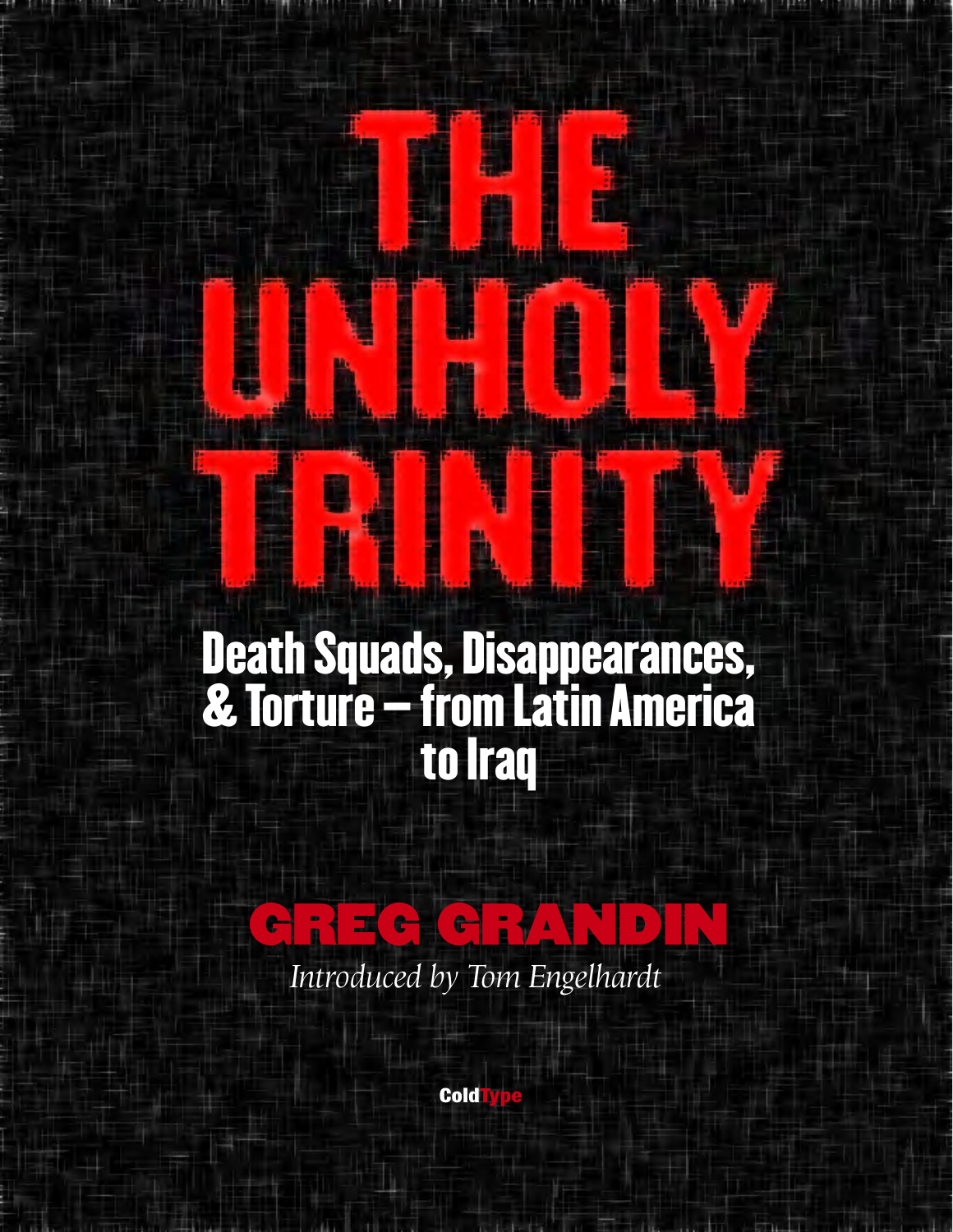# THE UNHOLY TRINITY

## Death Squads, Disappearances, & Torture – from Latin America to Iraq

**GREG GRANDIN**

*Introduced by Tom Engelhardt*

ColdType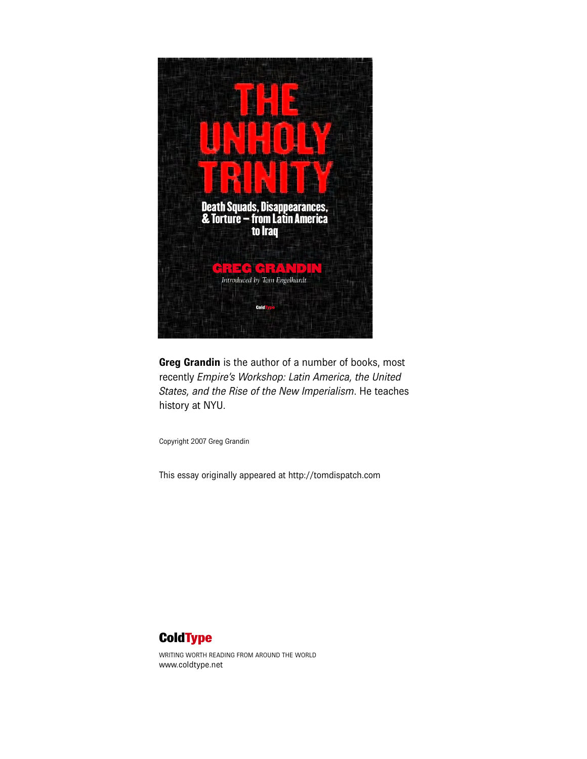# THE UNHOLY TRINITY

**Death Squads, Disappearances, & Torture – from Latin America to Iraq**

**GREG GRANDIN**

*Introduced by Tom Engelhardt*

ColdType

**Greg Grandin** is the author of a number of books, most recently *Empire's Workshop: Latin America, the United States, and the Rise of the New Imperialism*. He teaches history at NYU.

Copyright 2007 Greg Grandin

This essay originally appeared at http://tomdispatch.com

**ColdType**

WRITING WORTH READING FROM AROUND THE WORLD
www.coldtype.net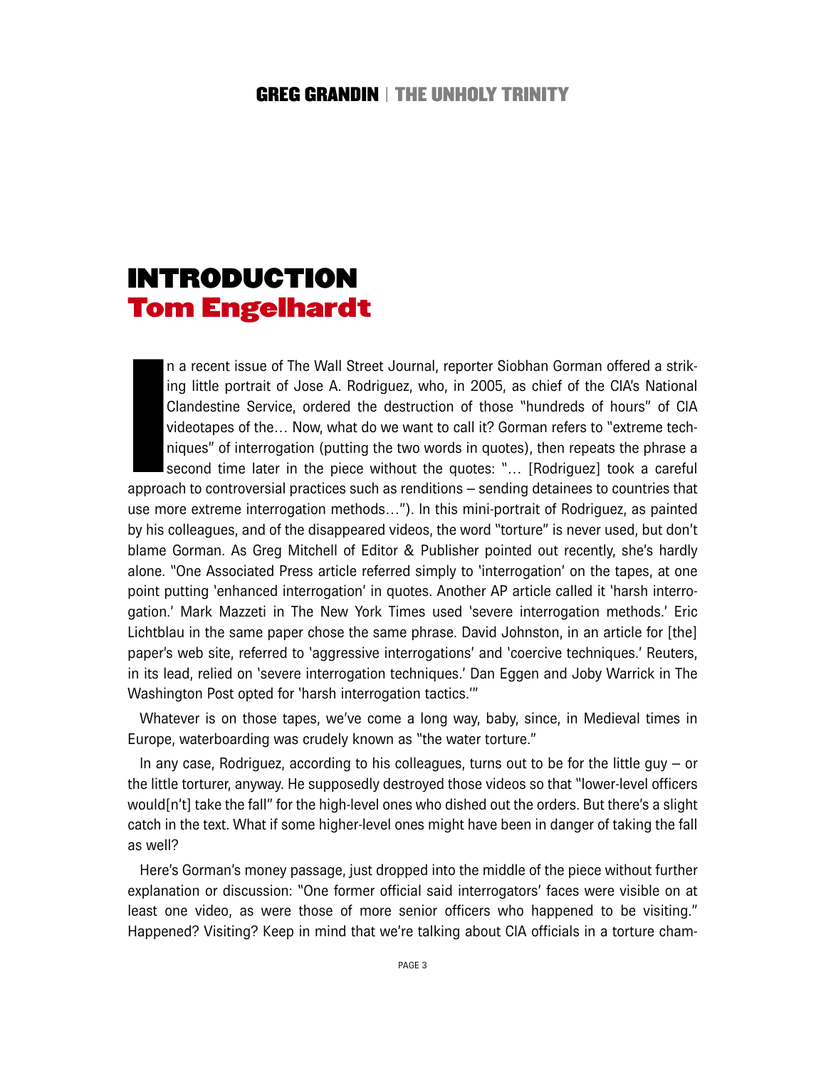# INTRODUCTION
## Tom Engelhardt

In a recent issue of The Wall Street Journal, reporter Siobhan Gorman offered a striking little portrait of Jose A. Rodriguez, who, in 2005, as chief of the CIA's National Clandestine Service, ordered the destruction of those "hundreds of hours" of CIA videotapes of the… Now, what do we want to call it? Gorman refers to "extreme techniques" of interrogation (putting the two words in quotes), then repeats the phrase a second time later in the piece without the quotes: "… [Rodriguez] took a careful approach to controversial practices such as renditions – sending detainees to countries that use more extreme interrogation methods…"). In this mini-portrait of Rodriguez, as painted by his colleagues, and of the disappeared videos, the word "torture" is never used, but don't blame Gorman. As Greg Mitchell of Editor & Publisher pointed out recently, she's hardly alone. "One Associated Press article referred simply to 'interrogation' on the tapes, at one point putting 'enhanced interrogation' in quotes. Another AP article called it 'harsh interrogation.' Mark Mazzeti in The New York Times used 'severe interrogation methods.' Eric Lichtblau in the same paper chose the same phrase. David Johnston, in an article for [the] paper's web site, referred to 'aggressive interrogations' and 'coercive techniques.' Reuters, in its lead, relied on 'severe interrogation techniques.' Dan Eggen and Joby Warrick in The Washington Post opted for 'harsh interrogation tactics.'"

Whatever is on those tapes, we've come a long way, baby, since, in Medieval times in Europe, waterboarding was crudely known as "the water torture."

In any case, Rodriguez, according to his colleagues, turns out to be for the little guy – or the little torturer, anyway. He supposedly destroyed those videos so that "lower-level officers would[n't] take the fall" for the high-level ones who dished out the orders. But there's a slight catch in the text. What if some higher-level ones might have been in danger of taking the fall as well?

Here's Gorman's money passage, just dropped into the middle of the piece without further explanation or discussion: "One former official said interrogators' faces were visible on at least one video, as were those of more senior officers who happened to be visiting." Happened? Visiting? Keep in mind that we're talking about CIA officials in a torture cham-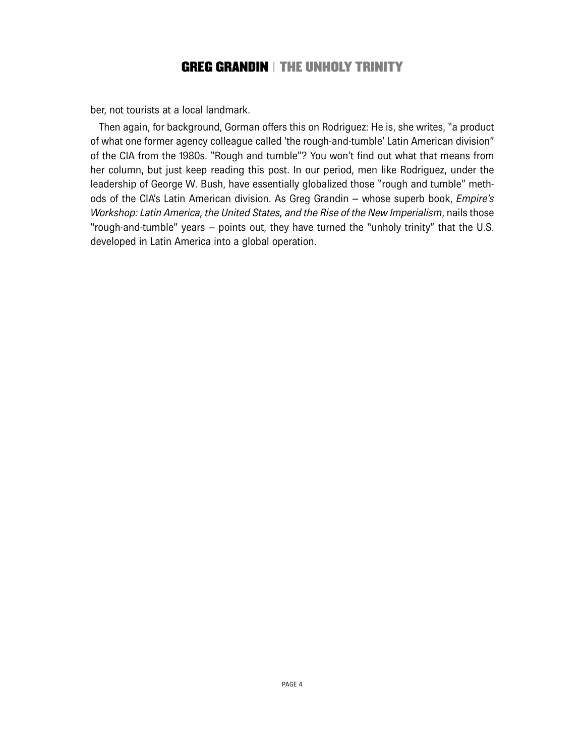ber, not tourists at a local landmark.

Then again, for background, Gorman offers this on Rodriguez: He is, she writes, "a product of what one former agency colleague called 'the rough-and-tumble' Latin American division" of the CIA from the 1980s. "Rough and tumble"? You won't find out what that means from her column, but just keep reading this post. In our period, men like Rodriguez, under the leadership of George W. Bush, have essentially globalized those "rough and tumble" methods of the CIA's Latin American division. As Greg Grandin – whose superb book, *Empire's Workshop: Latin America, the United States, and the Rise of the New Imperialism*, nails those "rough-and-tumble" years – points out, they have turned the "unholy trinity" that the U.S. developed in Latin America into a global operation.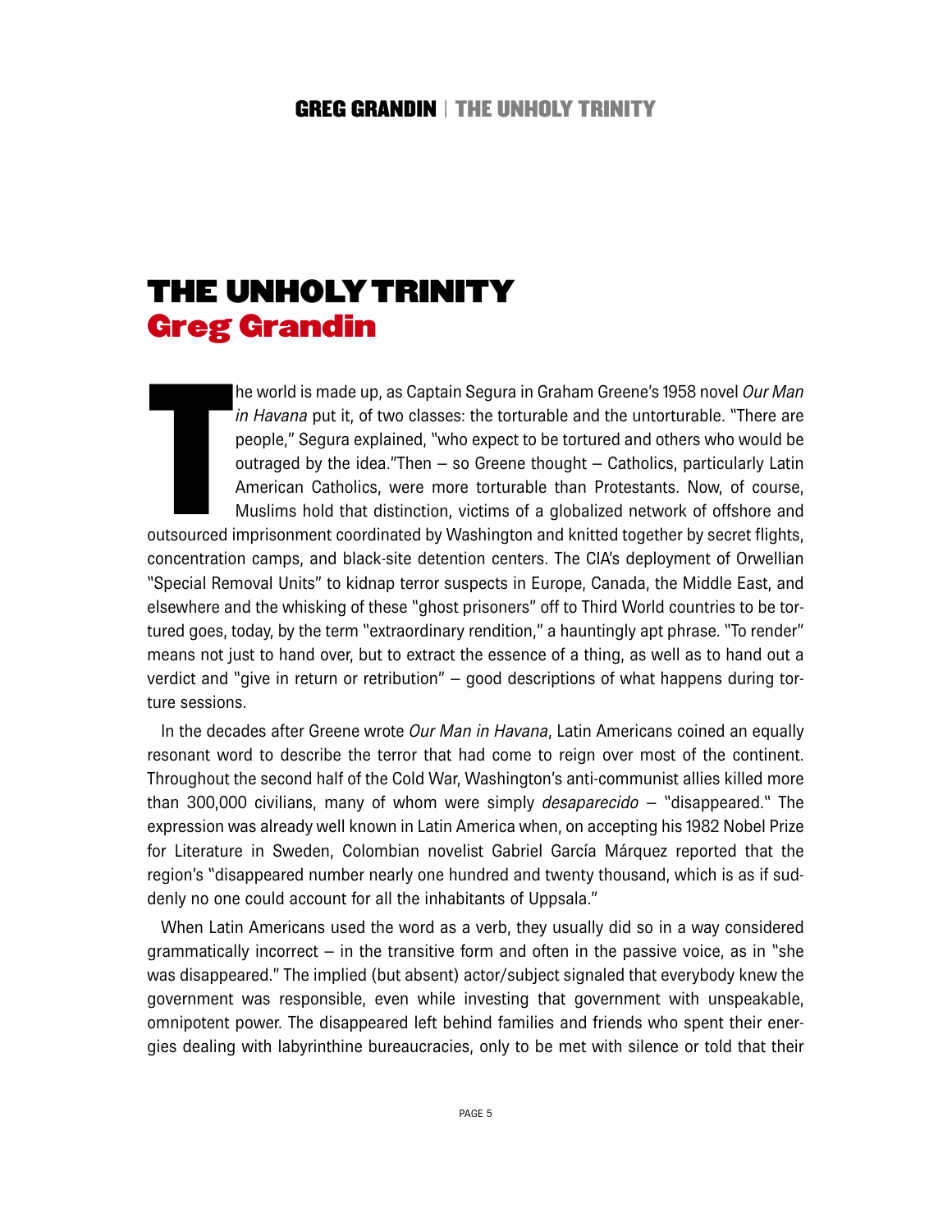# THE UNHOLY TRINITY

## Greg Grandin

The world is made up, as Captain Segura in Graham Greene's 1958 novel *Our Man in Havana* put it, of two classes: the torturable and the untorturable. "There are people," Segura explained, "who expect to be tortured and others who would be outraged by the idea."Then – so Greene thought – Catholics, particularly Latin American Catholics, were more torturable than Protestants. Now, of course, Muslims hold that distinction, victims of a globalized network of offshore and outsourced imprisonment coordinated by Washington and knitted together by secret flights, concentration camps, and black-site detention centers. The CIA's deployment of Orwellian "Special Removal Units" to kidnap terror suspects in Europe, Canada, the Middle East, and elsewhere and the whisking of these "ghost prisoners" off to Third World countries to be tortured goes, today, by the term "extraordinary rendition," a hauntingly apt phrase. "To render" means not just to hand over, but to extract the essence of a thing, as well as to hand out a verdict and "give in return or retribution" – good descriptions of what happens during torture sessions.

In the decades after Greene wrote *Our Man in Havana*, Latin Americans coined an equally resonant word to describe the terror that had come to reign over most of the continent. Throughout the second half of the Cold War, Washington's anti-communist allies killed more than 300,000 civilians, many of whom were simply *desaparecido* – "disappeared." The expression was already well known in Latin America when, on accepting his 1982 Nobel Prize for Literature in Sweden, Colombian novelist Gabriel García Márquez reported that the region's "disappeared number nearly one hundred and twenty thousand, which is as if suddenly no one could account for all the inhabitants of Uppsala."

When Latin Americans used the word as a verb, they usually did so in a way considered grammatically incorrect – in the transitive form and often in the passive voice, as in "she was disappeared." The implied (but absent) actor/subject signaled that everybody knew the government was responsible, even while investing that government with unspeakable, omnipotent power. The disappeared left behind families and friends who spent their energies dealing with labyrinthine bureaucracies, only to be met with silence or told that their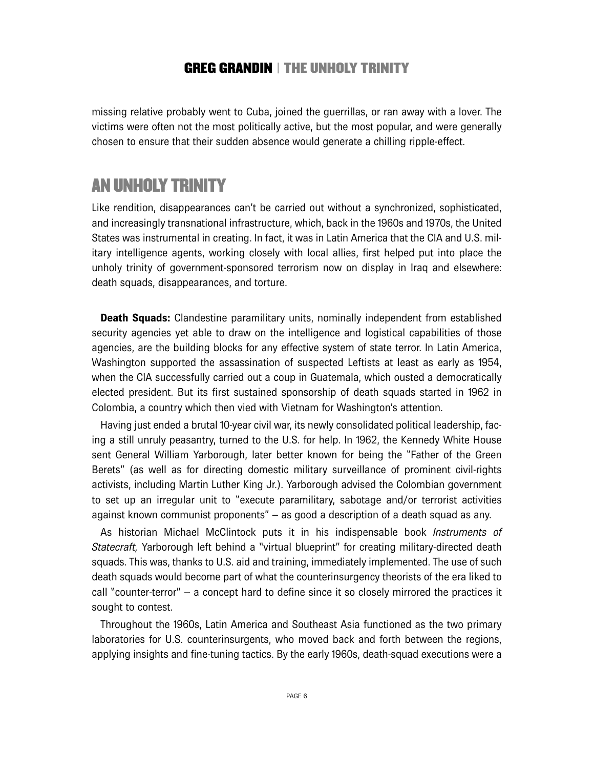missing relative probably went to Cuba, joined the guerrillas, or ran away with a lover. The victims were often not the most politically active, but the most popular, and were generally chosen to ensure that their sudden absence would generate a chilling ripple-effect.

## AN UNHOLY TRINITY

Like rendition, disappearances can't be carried out without a synchronized, sophisticated, and increasingly transnational infrastructure, which, back in the 1960s and 1970s, the United States was instrumental in creating. In fact, it was in Latin America that the CIA and U.S. military intelligence agents, working closely with local allies, first helped put into place the unholy trinity of government-sponsored terrorism now on display in Iraq and elsewhere: death squads, disappearances, and torture.

**Death Squads:** Clandestine paramilitary units, nominally independent from established security agencies yet able to draw on the intelligence and logistical capabilities of those agencies, are the building blocks for any effective system of state terror. In Latin America, Washington supported the assassination of suspected Leftists at least as early as 1954, when the CIA successfully carried out a coup in Guatemala, which ousted a democratically elected president. But its first sustained sponsorship of death squads started in 1962 in Colombia, a country which then vied with Vietnam for Washington's attention.

Having just ended a brutal 10-year civil war, its newly consolidated political leadership, facing a still unruly peasantry, turned to the U.S. for help. In 1962, the Kennedy White House sent General William Yarborough, later better known for being the "Father of the Green Berets" (as well as for directing domestic military surveillance of prominent civil-rights activists, including Martin Luther King Jr.). Yarborough advised the Colombian government to set up an irregular unit to "execute paramilitary, sabotage and/or terrorist activities against known communist proponents" – as good a description of a death squad as any.

As historian Michael McClintock puts it in his indispensable book *Instruments of Statecraft,* Yarborough left behind a "virtual blueprint" for creating military-directed death squads. This was, thanks to U.S. aid and training, immediately implemented. The use of such death squads would become part of what the counterinsurgency theorists of the era liked to call "counter-terror" – a concept hard to define since it so closely mirrored the practices it sought to contest.

Throughout the 1960s, Latin America and Southeast Asia functioned as the two primary laboratories for U.S. counterinsurgents, who moved back and forth between the regions, applying insights and fine-tuning tactics. By the early 1960s, death-squad executions were a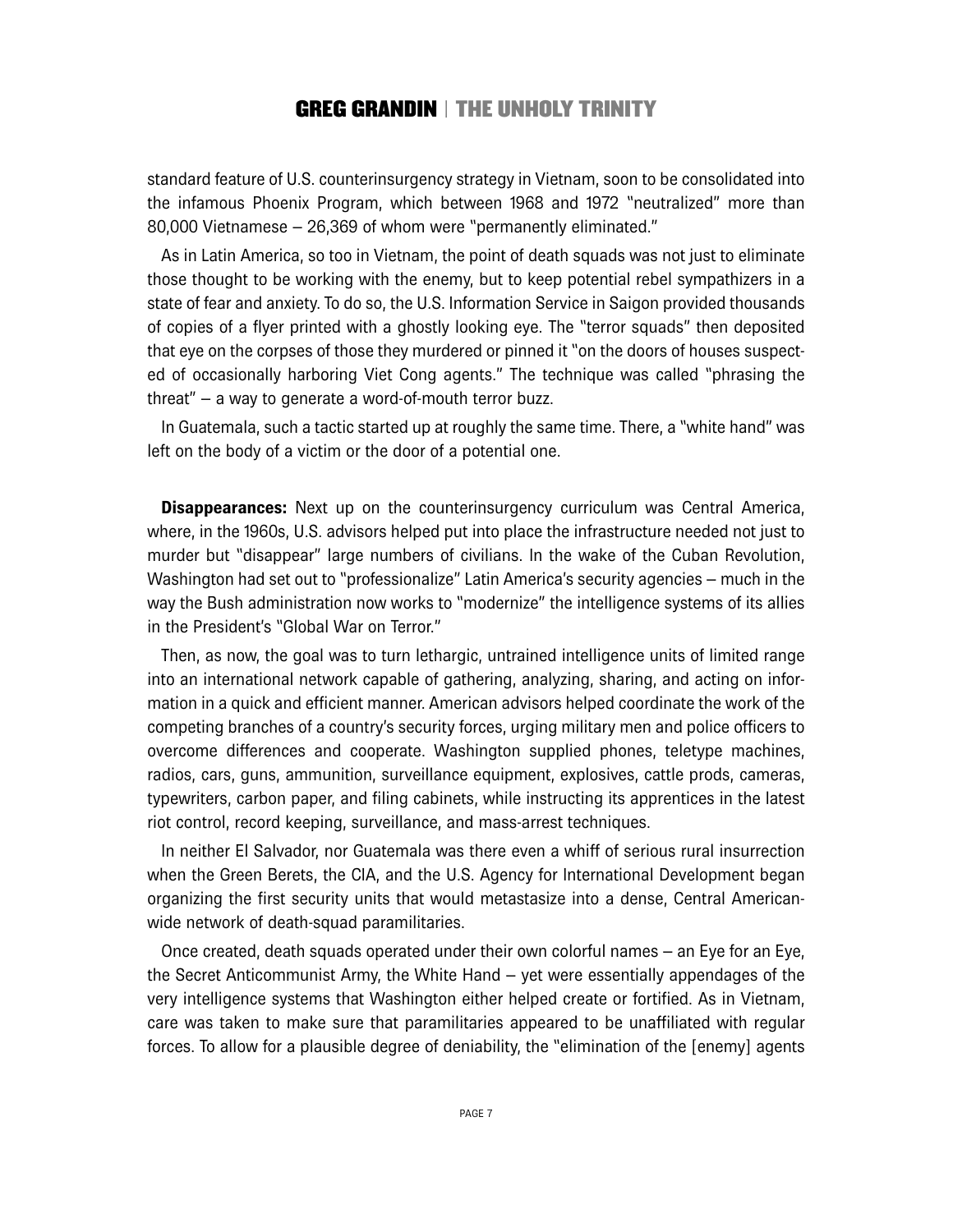standard feature of U.S. counterinsurgency strategy in Vietnam, soon to be consolidated into the infamous Phoenix Program, which between 1968 and 1972 "neutralized" more than 80,000 Vietnamese – 26,369 of whom were "permanently eliminated."

As in Latin America, so too in Vietnam, the point of death squads was not just to eliminate those thought to be working with the enemy, but to keep potential rebel sympathizers in a state of fear and anxiety. To do so, the U.S. Information Service in Saigon provided thousands of copies of a flyer printed with a ghostly looking eye. The "terror squads" then deposited that eye on the corpses of those they murdered or pinned it "on the doors of houses suspected of occasionally harboring Viet Cong agents." The technique was called "phrasing the threat" – a way to generate a word-of-mouth terror buzz.

In Guatemala, such a tactic started up at roughly the same time. There, a "white hand" was left on the body of a victim or the door of a potential one.

**Disappearances:** Next up on the counterinsurgency curriculum was Central America, where, in the 1960s, U.S. advisors helped put into place the infrastructure needed not just to murder but "disappear" large numbers of civilians. In the wake of the Cuban Revolution, Washington had set out to "professionalize" Latin America's security agencies – much in the way the Bush administration now works to "modernize" the intelligence systems of its allies in the President's "Global War on Terror."

Then, as now, the goal was to turn lethargic, untrained intelligence units of limited range into an international network capable of gathering, analyzing, sharing, and acting on information in a quick and efficient manner. American advisors helped coordinate the work of the competing branches of a country's security forces, urging military men and police officers to overcome differences and cooperate. Washington supplied phones, teletype machines, radios, cars, guns, ammunition, surveillance equipment, explosives, cattle prods, cameras, typewriters, carbon paper, and filing cabinets, while instructing its apprentices in the latest riot control, record keeping, surveillance, and mass-arrest techniques.

In neither El Salvador, nor Guatemala was there even a whiff of serious rural insurrection when the Green Berets, the CIA, and the U.S. Agency for International Development began organizing the first security units that would metastasize into a dense, Central American-wide network of death-squad paramilitaries.

Once created, death squads operated under their own colorful names – an Eye for an Eye, the Secret Anticommunist Army, the White Hand – yet were essentially appendages of the very intelligence systems that Washington either helped create or fortified. As in Vietnam, care was taken to make sure that paramilitaries appeared to be unaffiliated with regular forces. To allow for a plausible degree of deniability, the "elimination of the [enemy] agents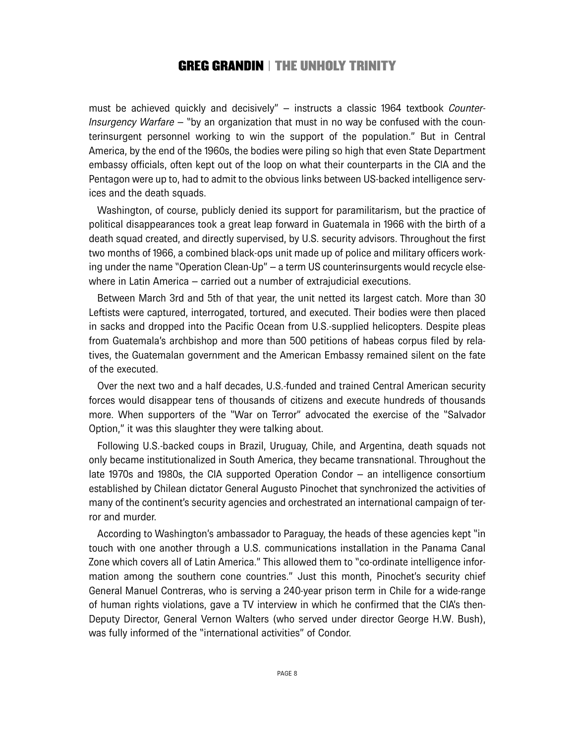must be achieved quickly and decisively" – instructs a classic 1964 textbook *Counter-Insurgency Warfare* – "by an organization that must in no way be confused with the counterinsurgent personnel working to win the support of the population." But in Central America, by the end of the 1960s, the bodies were piling so high that even State Department embassy officials, often kept out of the loop on what their counterparts in the CIA and the Pentagon were up to, had to admit to the obvious links between US-backed intelligence services and the death squads.

Washington, of course, publicly denied its support for paramilitarism, but the practice of political disappearances took a great leap forward in Guatemala in 1966 with the birth of a death squad created, and directly supervised, by U.S. security advisors. Throughout the first two months of 1966, a combined black-ops unit made up of police and military officers working under the name "Operation Clean-Up" – a term US counterinsurgents would recycle elsewhere in Latin America – carried out a number of extrajudicial executions.

Between March 3rd and 5th of that year, the unit netted its largest catch. More than 30 Leftists were captured, interrogated, tortured, and executed. Their bodies were then placed in sacks and dropped into the Pacific Ocean from U.S.-supplied helicopters. Despite pleas from Guatemala's archbishop and more than 500 petitions of habeas corpus filed by relatives, the Guatemalan government and the American Embassy remained silent on the fate of the executed.

Over the next two and a half decades, U.S.-funded and trained Central American security forces would disappear tens of thousands of citizens and execute hundreds of thousands more. When supporters of the "War on Terror" advocated the exercise of the "Salvador Option," it was this slaughter they were talking about.

Following U.S.-backed coups in Brazil, Uruguay, Chile, and Argentina, death squads not only became institutionalized in South America, they became transnational. Throughout the late 1970s and 1980s, the CIA supported Operation Condor – an intelligence consortium established by Chilean dictator General Augusto Pinochet that synchronized the activities of many of the continent's security agencies and orchestrated an international campaign of terror and murder.

According to Washington's ambassador to Paraguay, the heads of these agencies kept "in touch with one another through a U.S. communications installation in the Panama Canal Zone which covers all of Latin America." This allowed them to "co-ordinate intelligence information among the southern cone countries." Just this month, Pinochet's security chief General Manuel Contreras, who is serving a 240-year prison term in Chile for a wide-range of human rights violations, gave a TV interview in which he confirmed that the CIA's then-Deputy Director, General Vernon Walters (who served under director George H.W. Bush), was fully informed of the "international activities" of Condor.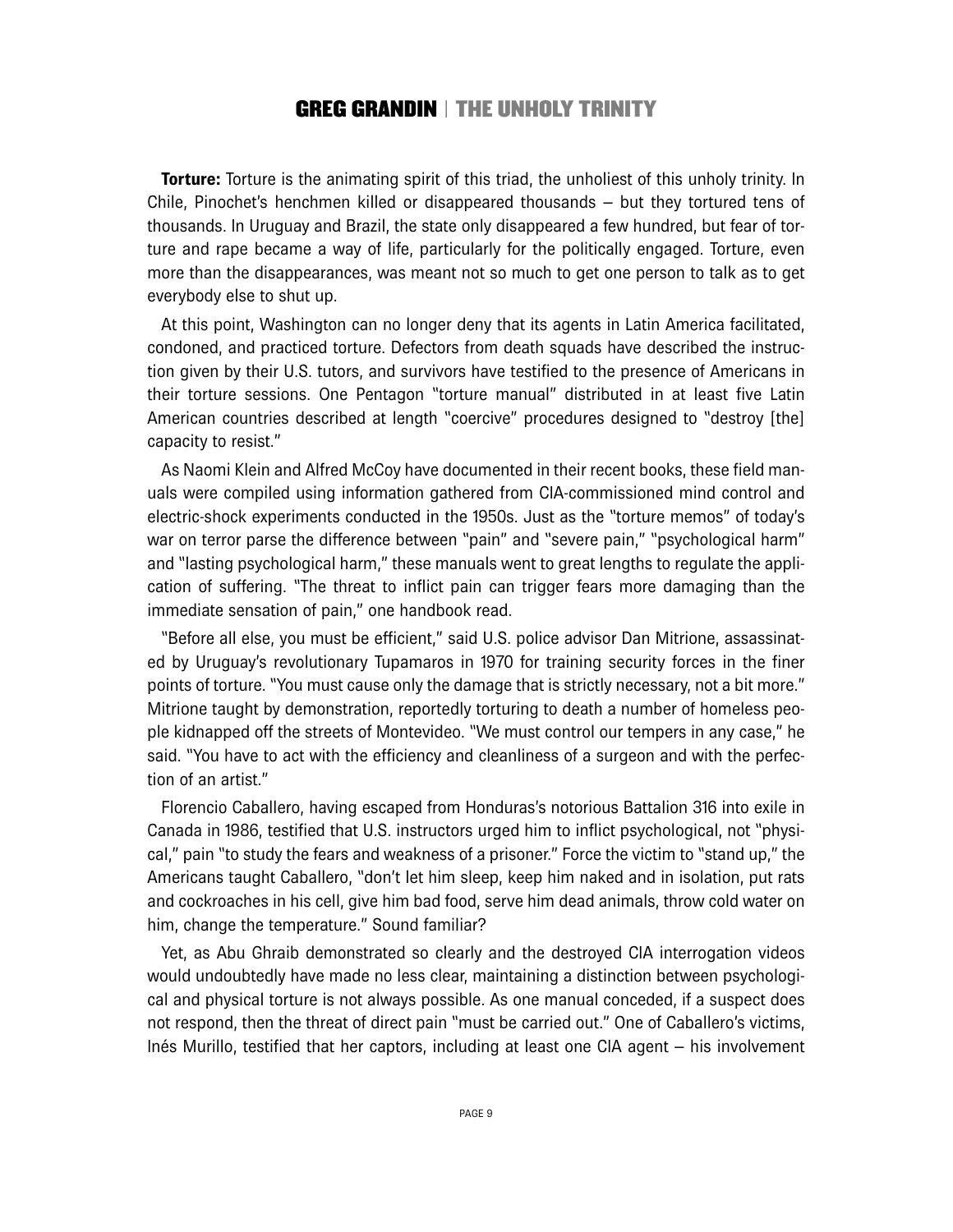**Torture:** Torture is the animating spirit of this triad, the unholiest of this unholy trinity. In Chile, Pinochet's henchmen killed or disappeared thousands – but they tortured tens of thousands. In Uruguay and Brazil, the state only disappeared a few hundred, but fear of torture and rape became a way of life, particularly for the politically engaged. Torture, even more than the disappearances, was meant not so much to get one person to talk as to get everybody else to shut up.

At this point, Washington can no longer deny that its agents in Latin America facilitated, condoned, and practiced torture. Defectors from death squads have described the instruction given by their U.S. tutors, and survivors have testified to the presence of Americans in their torture sessions. One Pentagon "torture manual" distributed in at least five Latin American countries described at length "coercive" procedures designed to "destroy [the] capacity to resist."

As Naomi Klein and Alfred McCoy have documented in their recent books, these field manuals were compiled using information gathered from CIA-commissioned mind control and electric-shock experiments conducted in the 1950s. Just as the "torture memos" of today's war on terror parse the difference between "pain" and "severe pain," "psychological harm" and "lasting psychological harm," these manuals went to great lengths to regulate the application of suffering. "The threat to inflict pain can trigger fears more damaging than the immediate sensation of pain," one handbook read.

"Before all else, you must be efficient," said U.S. police advisor Dan Mitrione, assassinated by Uruguay's revolutionary Tupamaros in 1970 for training security forces in the finer points of torture. "You must cause only the damage that is strictly necessary, not a bit more." Mitrione taught by demonstration, reportedly torturing to death a number of homeless people kidnapped off the streets of Montevideo. "We must control our tempers in any case," he said. "You have to act with the efficiency and cleanliness of a surgeon and with the perfection of an artist."

Florencio Caballero, having escaped from Honduras's notorious Battalion 316 into exile in Canada in 1986, testified that U.S. instructors urged him to inflict psychological, not "physical," pain "to study the fears and weakness of a prisoner." Force the victim to "stand up," the Americans taught Caballero, "don't let him sleep, keep him naked and in isolation, put rats and cockroaches in his cell, give him bad food, serve him dead animals, throw cold water on him, change the temperature." Sound familiar?

Yet, as Abu Ghraib demonstrated so clearly and the destroyed CIA interrogation videos would undoubtedly have made no less clear, maintaining a distinction between psychological and physical torture is not always possible. As one manual conceded, if a suspect does not respond, then the threat of direct pain "must be carried out." One of Caballero's victims, Inés Murillo, testified that her captors, including at least one CIA agent – his involvement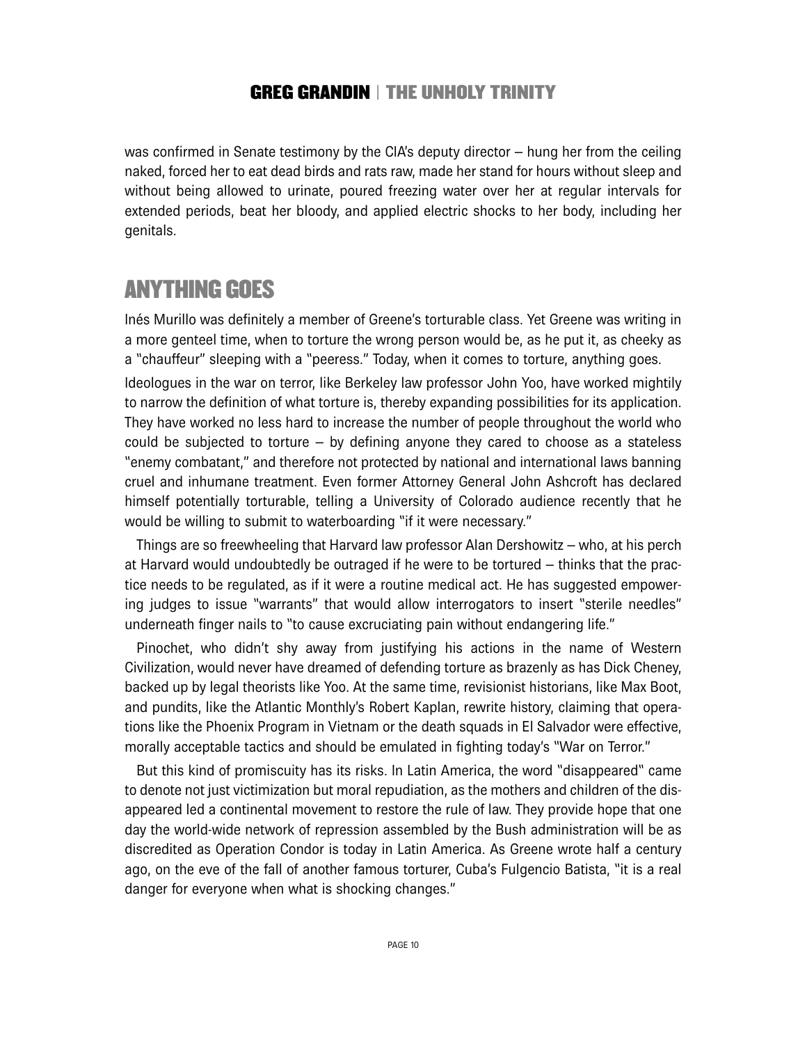was confirmed in Senate testimony by the CIA's deputy director – hung her from the ceiling naked, forced her to eat dead birds and rats raw, made her stand for hours without sleep and without being allowed to urinate, poured freezing water over her at regular intervals for extended periods, beat her bloody, and applied electric shocks to her body, including her genitals.

## ANYTHING GOES

Inés Murillo was definitely a member of Greene's torturable class. Yet Greene was writing in a more genteel time, when to torture the wrong person would be, as he put it, as cheeky as a "chauffeur" sleeping with a "peeress." Today, when it comes to torture, anything goes.

Ideologues in the war on terror, like Berkeley law professor John Yoo, have worked mightily to narrow the definition of what torture is, thereby expanding possibilities for its application. They have worked no less hard to increase the number of people throughout the world who could be subjected to torture – by defining anyone they cared to choose as a stateless "enemy combatant," and therefore not protected by national and international laws banning cruel and inhumane treatment. Even former Attorney General John Ashcroft has declared himself potentially torturable, telling a University of Colorado audience recently that he would be willing to submit to waterboarding "if it were necessary."

Things are so freewheeling that Harvard law professor Alan Dershowitz – who, at his perch at Harvard would undoubtedly be outraged if he were to be tortured – thinks that the practice needs to be regulated, as if it were a routine medical act. He has suggested empowering judges to issue "warrants" that would allow interrogators to insert "sterile needles" underneath finger nails to "to cause excruciating pain without endangering life."

Pinochet, who didn't shy away from justifying his actions in the name of Western Civilization, would never have dreamed of defending torture as brazenly as has Dick Cheney, backed up by legal theorists like Yoo. At the same time, revisionist historians, like Max Boot, and pundits, like the Atlantic Monthly's Robert Kaplan, rewrite history, claiming that operations like the Phoenix Program in Vietnam or the death squads in El Salvador were effective, morally acceptable tactics and should be emulated in fighting today's "War on Terror."

But this kind of promiscuity has its risks. In Latin America, the word "disappeared" came to denote not just victimization but moral repudiation, as the mothers and children of the disappeared led a continental movement to restore the rule of law. They provide hope that one day the world-wide network of repression assembled by the Bush administration will be as discredited as Operation Condor is today in Latin America. As Greene wrote half a century ago, on the eve of the fall of another famous torturer, Cuba's Fulgencio Batista, "it is a real danger for everyone when what is shocking changes."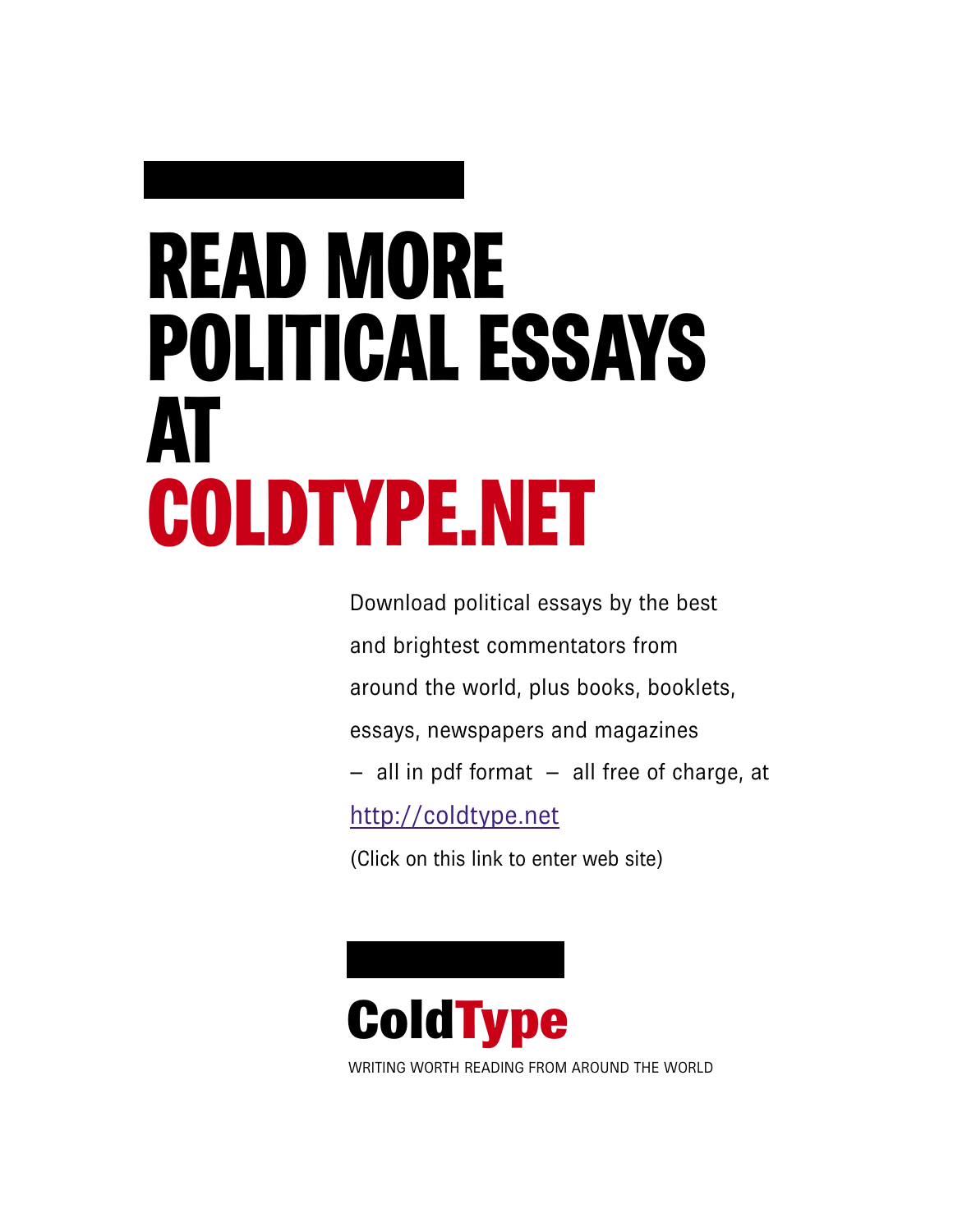# READ MORE POLITICAL ESSAYS AT COLDTYPE.NET

Download political essays by the best and brightest commentators from around the world, plus books, booklets, essays, newspapers and magazines – all in pdf format – all free of charge, at http://coldtype.net

(Click on this link to enter web site)

**ColdType**

WRITING WORTH READING FROM AROUND THE WORLD